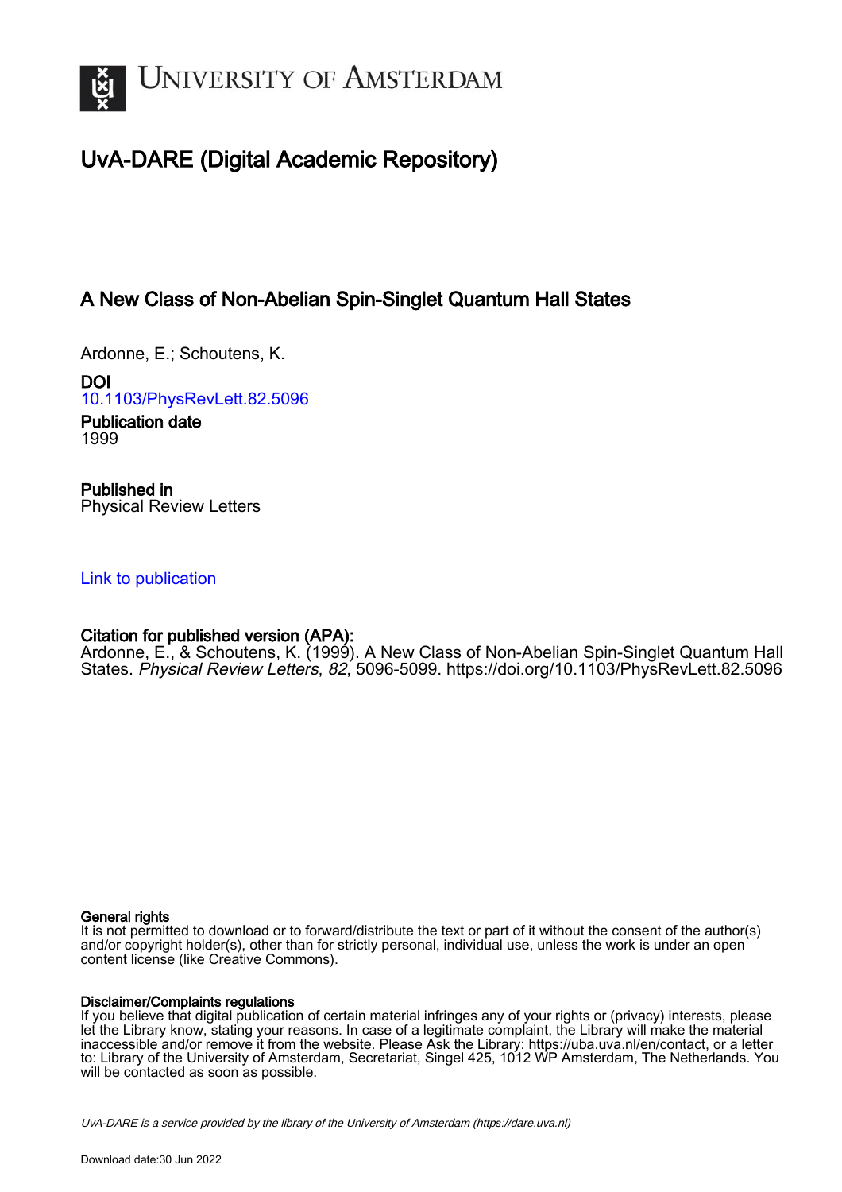UNIVERSITY OF AMSTERDAM

# UvA-DARE (Digital Academic Repository)

## A New Class of Non-Abelian Spin-Singlet Quantum Hall States

Ardonne, E.; Schoutens, K.

**DOI**
10.1103/PhysRevLett.82.5096

**Publication date**
1999

**Published in**
Physical Review Letters

Link to publication

**Citation for published version (APA):**
Ardonne, E., & Schoutens, K. (1999). A New Class of Non-Abelian Spin-Singlet Quantum Hall States. *Physical Review Letters*, *82*, 5096-5099. https://doi.org/10.1103/PhysRevLett.82.5096

**General rights**
It is not permitted to download or to forward/distribute the text or part of it without the consent of the author(s) and/or copyright holder(s), other than for strictly personal, individual use, unless the work is under an open content license (like Creative Commons).

**Disclaimer/Complaints regulations**
If you believe that digital publication of certain material infringes any of your rights or (privacy) interests, please let the Library know, stating your reasons. In case of a legitimate complaint, the Library will make the material inaccessible and/or remove it from the website. Please Ask the Library: https://uba.uva.nl/en/contact, or a letter to: Library of the University of Amsterdam, Secretariat, Singel 425, 1012 WP Amsterdam, The Netherlands. You will be contacted as soon as possible.

UvA-DARE is a service provided by the library of the University of Amsterdam (https://dare.uva.nl)

Download date:30 Jun 2022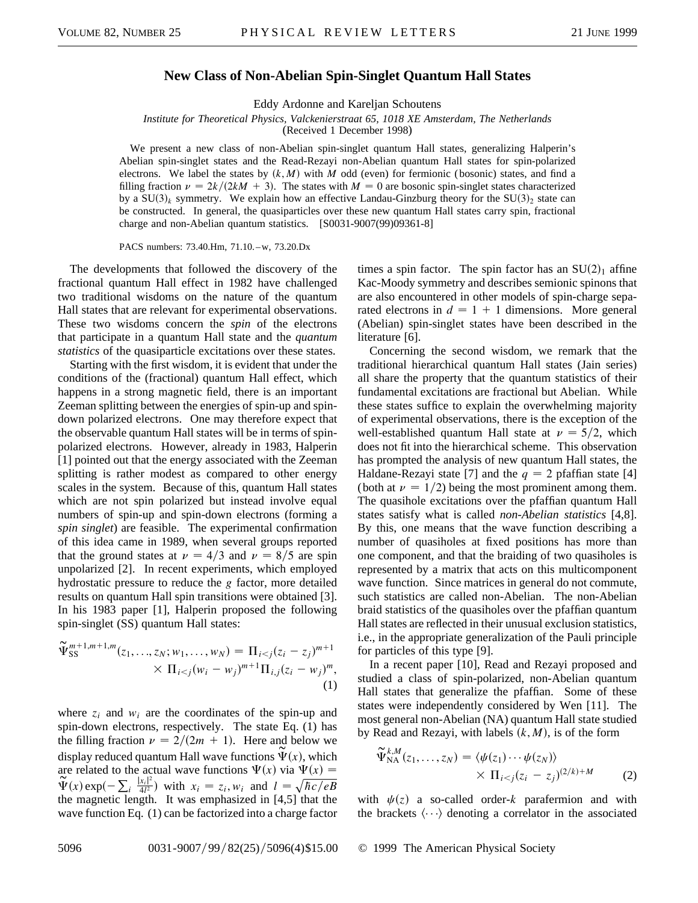# New Class of Non-Abelian Spin-Singlet Quantum Hall States

Eddy Ardonne and Kareljan Schoutens

*Institute for Theoretical Physics, Valckenierstraat 65, 1018 XE Amsterdam, The Netherlands*
(Received 1 December 1998)

We present a new class of non-Abelian spin-singlet quantum Hall states, generalizing Halperin's Abelian spin-singlet states and the Read-Rezayi non-Abelian quantum Hall states for spin-polarized electrons. We label the states by $(k, M)$ with $M$ odd (even) for fermionic (bosonic) states, and find a filling fraction $\nu = 2k/(2kM + 3)$. The states with $M = 0$ are bosonic spin-singlet states characterized by a $SU(3)_k$ symmetry. We explain how an effective Landau-Ginzburg theory for the $SU(3)_2$ state can be constructed. In general, the quasiparticles over these new quantum Hall states carry spin, fractional charge and non-Abelian quantum statistics. [S0031-9007(99)09361-8]

PACS numbers: 73.40.Hm, 71.10.–w, 73.20.Dx

The developments that followed the discovery of the fractional quantum Hall effect in 1982 have challenged two traditional wisdoms on the nature of the quantum Hall states that are relevant for experimental observations. These two wisdoms concern the *spin* of the electrons that participate in a quantum Hall state and the *quantum statistics* of the quasiparticle excitations over these states.

Starting with the first wisdom, it is evident that under the conditions of the (fractional) quantum Hall effect, which happens in a strong magnetic field, there is an important Zeeman splitting between the energies of spin-up and spin-down polarized electrons. One may therefore expect that the observable quantum Hall states will be in terms of spin-polarized electrons. However, already in 1983, Halperin [1] pointed out that the energy associated with the Zeeman splitting is rather modest as compared to other energy scales in the system. Because of this, quantum Hall states which are not spin polarized but instead involve equal numbers of spin-up and spin-down electrons (forming a *spin singlet*) are feasible. The experimental confirmation of this idea came in 1989, when several groups reported that the ground states at $\nu = 4/3$ and $\nu = 8/5$ are spin unpolarized [2]. In recent experiments, which employed hydrostatic pressure to reduce the $g$ factor, more detailed results on quantum Hall spin transitions were obtained [3]. In his 1983 paper [1], Halperin proposed the following spin-singlet (SS) quantum Hall states:

$$\widetilde{\Psi}_{\mathrm{SS}}^{m+1,m+1,m}(z_1,\ldots,z_N;w_1,\ldots,w_N) = \Pi_{i<j}(z_i - z_j)^{m+1} \times \Pi_{i<j}(w_i - w_j)^{m+1}\Pi_{i,j}(z_i - w_j)^m, \tag{1}$$

where $z_i$ and $w_i$ are the coordinates of the spin-up and spin-down electrons, respectively. The state Eq. (1) has the filling fraction $\nu = 2/(2m+1)$. Here and below we display reduced quantum Hall wave functions $\widetilde{\Psi}(x)$, which are related to the actual wave functions $\Psi(x)$ via $\Psi(x) = \widetilde{\Psi}(x)\exp(-\sum_i \frac{|x_i|^2}{4l^2})$ with $x_i = z_i, w_i$ and $l = \sqrt{\hbar c/eB}$ the magnetic length. It was emphasized in [4,5] that the wave function Eq. (1) can be factorized into a charge factor times a spin factor. The spin factor has an $SU(2)_1$ affine Kac-Moody symmetry and describes semionic spinons that are also encountered in other models of spin-charge separated electrons in $d = 1 + 1$ dimensions. More general (Abelian) spin-singlet states have been described in the literature [6].

Concerning the second wisdom, we remark that the traditional hierarchical quantum Hall states (Jain series) all share the property that the quantum statistics of their fundamental excitations are fractional but Abelian. While these states suffice to explain the overwhelming majority of experimental observations, there is the exception of the well-established quantum Hall state at $\nu = 5/2$, which does not fit into the hierarchical scheme. This observation has prompted the analysis of new quantum Hall states, the Haldane-Rezayi state [7] and the $q = 2$ pfaffian state [4] (both at $\nu = 1/2$) being the most prominent among them. The quasihole excitations over the pfaffian quantum Hall states satisfy what is called *non-Abelian statistics* [4,8]. By this, one means that the wave function describing a number of quasiholes at fixed positions has more than one component, and that the braiding of two quasiholes is represented by a matrix that acts on this multicomponent wave function. Since matrices in general do not commute, such statistics are called non-Abelian. The non-Abelian braid statistics of the quasiholes over the pfaffian quantum Hall states are reflected in their unusual exclusion statistics, i.e., in the appropriate generalization of the Pauli principle for particles of this type [9].

In a recent paper [10], Read and Rezayi proposed and studied a class of spin-polarized, non-Abelian quantum Hall states that generalize the pfaffian. Some of these states were independently considered by Wen [11]. The most general non-Abelian (NA) quantum Hall state studied by Read and Rezayi, with labels $(k, M)$, is of the form

$$\widetilde{\Psi}_{\mathrm{NA}}^{k,M}(z_1,\ldots,z_N) = \langle\psi(z_1)\cdots\psi(z_N)\rangle \times \Pi_{i<j}(z_i - z_j)^{(2/k)+M} \tag{2}$$

with $\psi(z)$ a so-called order-$k$ parafermion and with the brackets $\langle\cdots\rangle$ denoting a correlator in the associated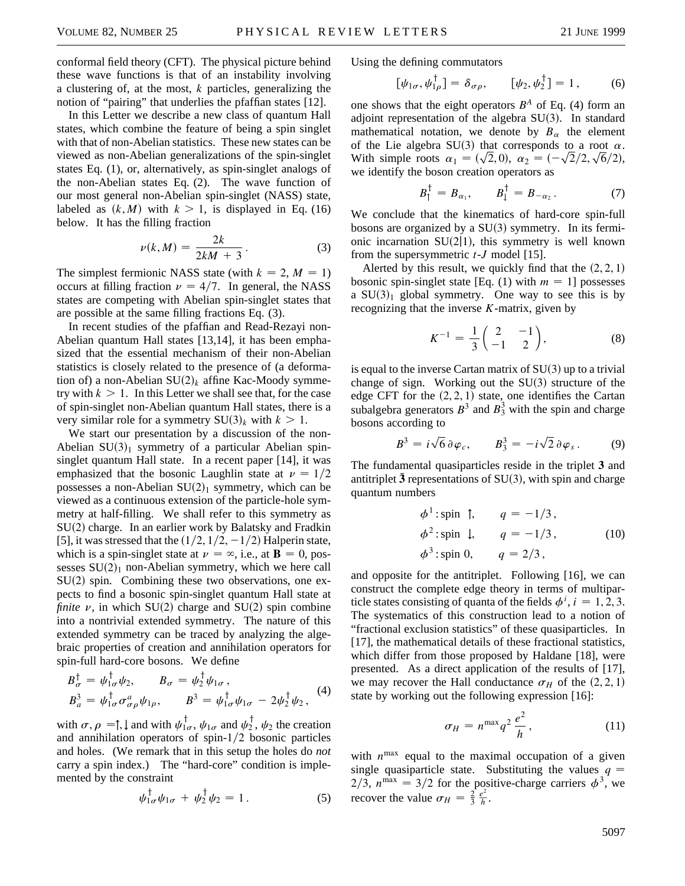conformal field theory (CFT). The physical picture behind these wave functions is that of an instability involving a clustering of, at the most, $k$ particles, generalizing the notion of "pairing" that underlies the pfaffian states [12].

In this Letter we describe a new class of quantum Hall states, which combine the feature of being a spin singlet with that of non-Abelian statistics. These new states can be viewed as non-Abelian generalizations of the spin-singlet states Eq. (1), or, alternatively, as spin-singlet analogs of the non-Abelian states Eq. (2). The wave function of our most general non-Abelian spin-singlet (NASS) state, labeled as $(k, M)$ with $k > 1$, is displayed in Eq. (16) below. It has the filling fraction

$$\nu(k, M) = \frac{2k}{2kM + 3}. \tag{3}$$

The simplest fermionic NASS state (with $k = 2$, $M = 1$) occurs at filling fraction $\nu = 4/7$. In general, the NASS states are competing with Abelian spin-singlet states that are possible at the same filling fractions Eq. (3).

In recent studies of the pfaffian and Read-Rezayi non-Abelian quantum Hall states [13,14], it has been emphasized that the essential mechanism of their non-Abelian statistics is closely related to the presence of (a deformation of) a non-Abelian $SU(2)_k$ affine Kac-Moody symmetry with $k > 1$. In this Letter we shall see that, for the case of spin-singlet non-Abelian quantum Hall states, there is a very similar role for a symmetry $SU(3)_k$ with $k > 1$.

We start our presentation by a discussion of the non-Abelian $SU(3)_1$ symmetry of a particular Abelian spin-singlet quantum Hall state. In a recent paper [14], it was emphasized that the bosonic Laughlin state at $\nu = 1/2$ possesses a non-Abelian $SU(2)_1$ symmetry, which can be viewed as a continuous extension of the particle-hole symmetry at half-filling. We shall refer to this symmetry as SU(2) charge. In an earlier work by Balatsky and Fradkin [5], it was stressed that the $(1/2, 1/2, -1/2)$ Halperin state, which is a spin-singlet state at $\nu = \infty$, i.e., at $\mathbf{B} = 0$, possesses $SU(2)_1$ non-Abelian symmetry, which we here call SU(2) spin. Combining these two observations, one expects to find a bosonic spin-singlet quantum Hall state at *finite* $\nu$, in which SU(2) charge and SU(2) spin combine into a nontrivial extended symmetry. The nature of this extended symmetry can be traced by analyzing the algebraic properties of creation and annihilation operators for spin-full hard-core bosons. We define

$$\begin{aligned} B_\sigma^\dagger &= \psi_{1\sigma}^\dagger \psi_2, \qquad B_\sigma = \psi_2^\dagger \psi_{1\sigma}, \\ B_a^3 &= \psi_{1\sigma}^\dagger \sigma_{\sigma\rho}^a \psi_{1\rho}, \qquad B^3 = \psi_{1\sigma}^\dagger \psi_{1\sigma} - 2\psi_2^\dagger \psi_2, \end{aligned} \tag{4}$$

with $\sigma, \rho = \uparrow, \downarrow$ and with $\psi_{1\sigma}^\dagger$, $\psi_{1\sigma}$ and $\psi_2^\dagger$, $\psi_2$ the creation and annihilation operators of spin-1/2 bosonic particles and holes. (We remark that in this setup the holes do *not* carry a spin index.) The "hard-core" condition is implemented by the constraint

$$\psi_{1\sigma}^\dagger \psi_{1\sigma} + \psi_2^\dagger \psi_2 = 1. \tag{5}$$

Using the defining commutators

$$[\psi_{1\sigma}, \psi_{1\rho}^\dagger] = \delta_{\sigma\rho}, \qquad [\psi_2, \psi_2^\dagger] = 1, \tag{6}$$

one shows that the eight operators $B^A$ of Eq. (4) form an adjoint representation of the algebra SU(3). In standard mathematical notation, we denote by $B_\alpha$ the element of the Lie algebra SU(3) that corresponds to a root $\alpha$. With simple roots $\alpha_1 = (\sqrt{2}, 0)$, $\alpha_2 = (-\sqrt{2}/2, \sqrt{6}/2)$, we identify the boson creation operators as

$$B_\uparrow^\dagger = B_{\alpha_1}, \qquad B_\downarrow^\dagger = B_{-\alpha_2}. \tag{7}$$

We conclude that the kinematics of hard-core spin-full bosons are organized by a SU(3) symmetry. In its fermionic incarnation SU(2|1), this symmetry is well known from the supersymmetric $t$-$J$ model [15].

Alerted by this result, we quickly find that the $(2, 2, 1)$ bosonic spin-singlet state [Eq. (1) with $m = 1$] possesses a $SU(3)_1$ global symmetry. One way to see this is by recognizing that the inverse $K$-matrix, given by

$$K^{-1} = \frac{1}{3}\begin{pmatrix} 2 & -1 \\ -1 & 2 \end{pmatrix}, \tag{8}$$

is equal to the inverse Cartan matrix of SU(3) up to a trivial change of sign. Working out the SU(3) structure of the edge CFT for the $(2, 2, 1)$ state, one identifies the Cartan subalgebra generators $B^3$ and $B_3^3$ with the spin and charge bosons according to

$$B^3 = i\sqrt{6}\,\partial\varphi_c, \qquad B_3^3 = -i\sqrt{2}\,\partial\varphi_s. \tag{9}$$

The fundamental quasiparticles reside in the triplet $\mathbf{3}$ and antitriplet $\bar{\mathbf{3}}$ representations of SU(3), with spin and charge quantum numbers

$$\begin{aligned} &\phi^1: \text{spin } \uparrow, \qquad q = -1/3, \\ &\phi^2: \text{spin } \downarrow, \qquad q = -1/3, \\ &\phi^3: \text{spin } 0, \qquad q = 2/3, \end{aligned} \tag{10}$$

and opposite for the antitriplet. Following [16], we can construct the complete edge theory in terms of multiparticle states consisting of quanta of the fields $\phi^i$, $i = 1, 2, 3$. The systematics of this construction lead to a notion of "fractional exclusion statistics" of these quasiparticles. In [17], the mathematical details of these fractional statistics, which differ from those proposed by Haldane [18], were presented. As a direct application of the results of [17], we may recover the Hall conductance $\sigma_H$ of the $(2, 2, 1)$ state by working out the following expression [16]:

$$\sigma_H = n^{\max} q^2 \frac{e^2}{h}, \tag{11}$$

with $n^{\max}$ equal to the maximal occupation of a given single quasiparticle state. Substituting the values $q = 2/3$, $n^{\max} = 3/2$ for the positive-charge carriers $\phi^3$, we recover the value $\sigma_H = \frac{2}{3}\frac{e^2}{h}$.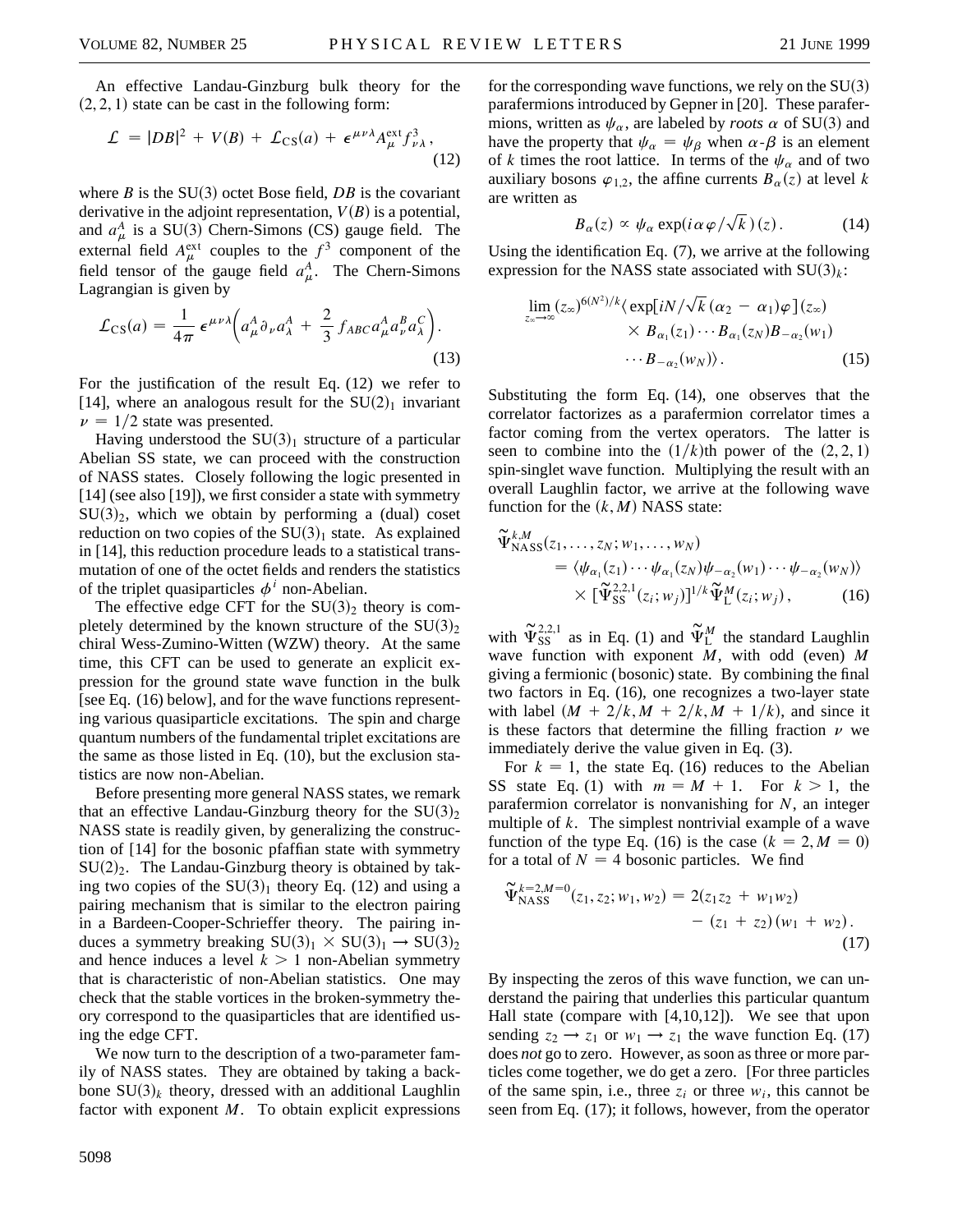An effective Landau-Ginzburg bulk theory for the $(2, 2, 1)$ state can be cast in the following form:

$$\mathcal{L} = |DB|^2 + V(B) + \mathcal{L}_{\text{CS}}(a) + \epsilon^{\mu\nu\lambda} A_\mu^{\text{ext}} f_{\nu\lambda}^3 , \tag{12}$$

where $B$ is the SU(3) octet Bose field, $DB$ is the covariant derivative in the adjoint representation, $V(B)$ is a potential, and $a_\mu^A$ is a SU(3) Chern-Simons (CS) gauge field. The external field $A_\mu^{\text{ext}}$ couples to the $f^3$ component of the field tensor of the gauge field $a_\mu^A$. The Chern-Simons Lagrangian is given by

$$\mathcal{L}_{\text{CS}}(a) = \frac{1}{4\pi} \epsilon^{\mu\nu\lambda} \left( a_\mu^A \partial_\nu a_\lambda^A + \frac{2}{3} f_{ABC} a_\mu^A a_\nu^B a_\lambda^C \right). \tag{13}$$

For the justification of the result Eq. (12) we refer to [14], where an analogous result for the $SU(2)_1$ invariant $\nu = 1/2$ state was presented.

Having understood the $SU(3)_1$ structure of a particular Abelian SS state, we can proceed with the construction of NASS states. Closely following the logic presented in [14] (see also [19]), we first consider a state with symmetry $SU(3)_2$, which we obtain by performing a (dual) coset reduction on two copies of the $SU(3)_1$ state. As explained in [14], this reduction procedure leads to a statistical transmutation of one of the octet fields and renders the statistics of the triplet quasiparticles $\phi^i$ non-Abelian.

The effective edge CFT for the $SU(3)_2$ theory is completely determined by the known structure of the $SU(3)_2$ chiral Wess-Zumino-Witten (WZW) theory. At the same time, this CFT can be used to generate an explicit expression for the ground state wave function in the bulk [see Eq. (16) below], and for the wave functions representing various quasiparticle excitations. The spin and charge quantum numbers of the fundamental triplet excitations are the same as those listed in Eq. (10), but the exclusion statistics are now non-Abelian.

Before presenting more general NASS states, we remark that an effective Landau-Ginzburg theory for the $SU(3)_2$ NASS state is readily given, by generalizing the construction of [14] for the bosonic pfaffian state with symmetry $SU(2)_2$. The Landau-Ginzburg theory is obtained by taking two copies of the $SU(3)_1$ theory Eq. (12) and using a pairing mechanism that is similar to the electron pairing in a Bardeen-Cooper-Schrieffer theory. The pairing induces a symmetry breaking $SU(3)_1 \times SU(3)_1 \rightarrow SU(3)_2$ and hence induces a level $k > 1$ non-Abelian symmetry that is characteristic of non-Abelian statistics. One may check that the stable vortices in the broken-symmetry theory correspond to the quasiparticles that are identified using the edge CFT.

We now turn to the description of a two-parameter family of NASS states. They are obtained by taking a backbone $SU(3)_k$ theory, dressed with an additional Laughlin factor with exponent $M$. To obtain explicit expressions for the corresponding wave functions, we rely on the SU(3) parafermions introduced by Gepner in [20]. These parafermions, written as $\psi_\alpha$, are labeled by *roots* $\alpha$ of SU(3) and have the property that $\psi_\alpha = \psi_\beta$ when $\alpha$-$\beta$ is an element of $k$ times the root lattice. In terms of the $\psi_\alpha$ and of two auxiliary bosons $\varphi_{1,2}$, the affine currents $B_\alpha(z)$ at level $k$ are written as

$$B_\alpha(z) \propto \psi_\alpha \exp(i\alpha\varphi/\sqrt{k})(z). \tag{14}$$

Using the identification Eq. (7), we arrive at the following expression for the NASS state associated with $SU(3)_k$:

$$\lim_{z_\infty \to \infty} (z_\infty)^{6(N^2)/k} \langle \exp[iN/\sqrt{k}(\alpha_2 - \alpha_1)\varphi](z_\infty) \times B_{\alpha_1}(z_1) \cdots B_{\alpha_1}(z_N) B_{-\alpha_2}(w_1) \cdots B_{-\alpha_2}(w_N) \rangle . \tag{15}$$

Substituting the form Eq. (14), one observes that the correlator factorizes as a parafermion correlator times a factor coming from the vertex operators. The latter is seen to combine into the $(1/k)$th power of the $(2, 2, 1)$ spin-singlet wave function. Multiplying the result with an overall Laughlin factor, we arrive at the following wave function for the $(k, M)$ NASS state:

$$\tilde{\Psi}_{\text{NASS}}^{k,M}(z_1, \ldots, z_N; w_1, \ldots, w_N) = \langle \psi_{\alpha_1}(z_1) \cdots \psi_{\alpha_1}(z_N) \psi_{-\alpha_2}(w_1) \cdots \psi_{-\alpha_2}(w_N) \rangle \times [\tilde{\Psi}_{\text{SS}}^{2,2,1}(z_i; w_j)]^{1/k} \tilde{\Psi}_{\text{L}}^M(z_i; w_j), \tag{16}$$

with $\tilde{\Psi}_{\text{SS}}^{2,2,1}$ as in Eq. (1) and $\tilde{\Psi}_{\text{L}}^M$ the standard Laughlin wave function with exponent $M$, with odd (even) $M$ giving a fermionic (bosonic) state. By combining the final two factors in Eq. (16), one recognizes a two-layer state with label $(M + 2/k, M + 2/k, M + 1/k)$, and since it is these factors that determine the filling fraction $\nu$ we immediately derive the value given in Eq. (3).

For $k = 1$, the state Eq. (16) reduces to the Abelian SS state Eq. (1) with $m = M + 1$. For $k > 1$, the parafermion correlator is nonvanishing for $N$, an integer multiple of $k$. The simplest nontrivial example of a wave function of the type Eq. (16) is the case $(k = 2, M = 0)$ for a total of $N = 4$ bosonic particles. We find

$$\tilde{\Psi}_{\text{NASS}}^{k=2,M=0}(z_1, z_2; w_1, w_2) = 2(z_1 z_2 + w_1 w_2) - (z_1 + z_2)(w_1 + w_2). \tag{17}$$

By inspecting the zeros of this wave function, we can understand the pairing that underlies this particular quantum Hall state (compare with [4,10,12]). We see that upon sending $z_2 \rightarrow z_1$ or $w_1 \rightarrow z_1$ the wave function Eq. (17) does *not* go to zero. However, as soon as three or more particles come together, we do get a zero. [For three particles of the same spin, i.e., three $z_i$ or three $w_i$, this cannot be seen from Eq. (17); it follows, however, from the operator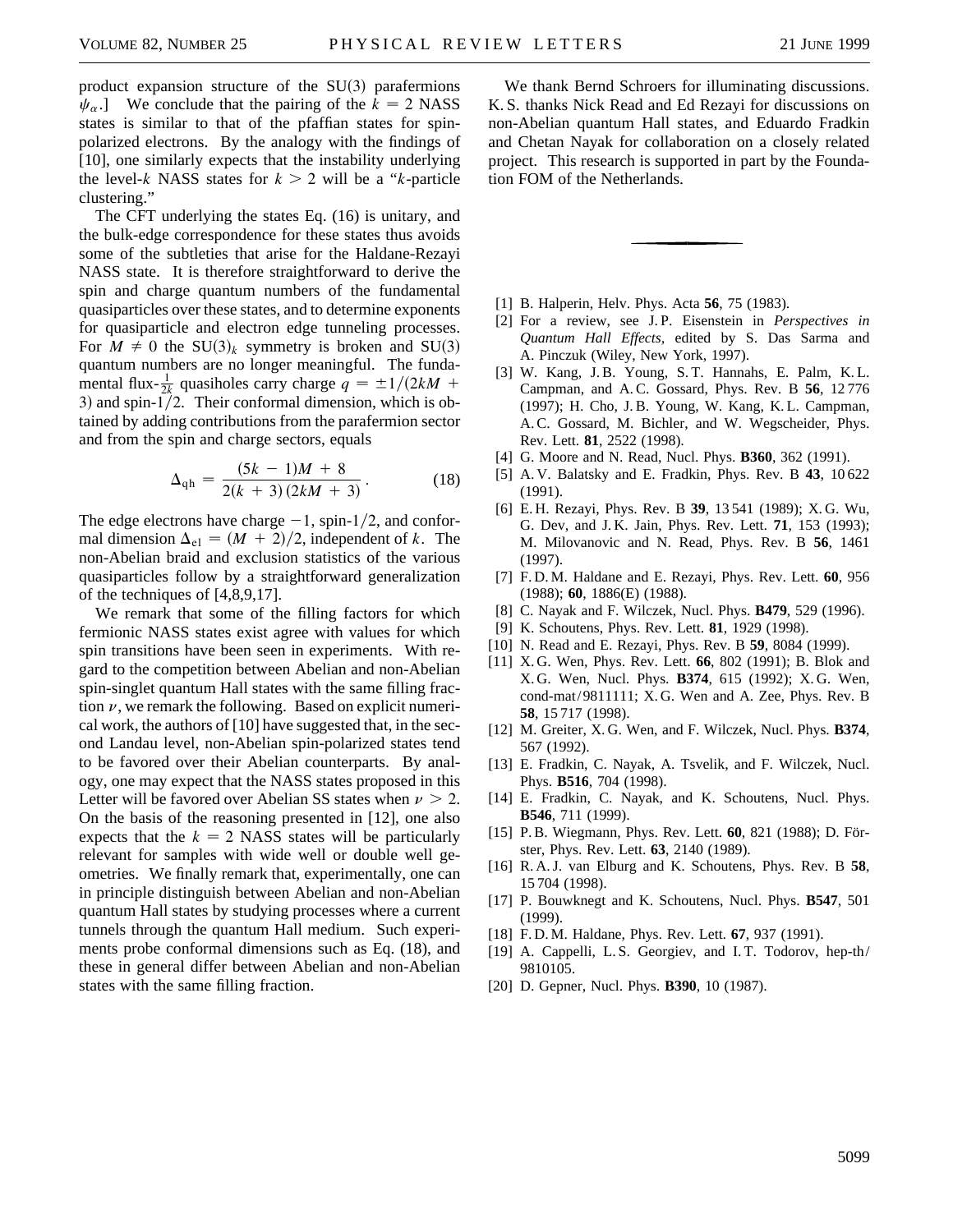product expansion structure of the SU(3) parafermions $\psi_\alpha$.] We conclude that the pairing of the $k = 2$ NASS states is similar to that of the pfaffian states for spin-polarized electrons. By the analogy with the findings of [10], one similarly expects that the instability underlying the level-$k$ NASS states for $k > 2$ will be a "$k$-particle clustering."

The CFT underlying the states Eq. (16) is unitary, and the bulk-edge correspondence for these states thus avoids some of the subtleties that arise for the Haldane-Rezayi NASS state. It is therefore straightforward to derive the spin and charge quantum numbers of the fundamental quasiparticles over these states, and to determine exponents for quasiparticle and electron edge tunneling processes. For $M \neq 0$ the $SU(3)_k$ symmetry is broken and SU(3) quantum numbers are no longer meaningful. The fundamental flux-$\frac{1}{2k}$ quasiholes carry charge $q = \pm 1/(2kM + 3)$ and spin-1/2. Their conformal dimension, which is obtained by adding contributions from the parafermion sector and from the spin and charge sectors, equals

$$\Delta_{\rm qh} = \frac{(5k - 1)M + 8}{2(k + 3)(2kM + 3)}. \tag{18}$$

The edge electrons have charge $-1$, spin-1/2, and conformal dimension $\Delta_{\rm el} = (M + 2)/2$, independent of $k$. The non-Abelian braid and exclusion statistics of the various quasiparticles follow by a straightforward generalization of the techniques of [4,8,9,17].

We remark that some of the filling factors for which fermionic NASS states exist agree with values for which spin transitions have been seen in experiments. With regard to the competition between Abelian and non-Abelian spin-singlet quantum Hall states with the same filling fraction $\nu$, we remark the following. Based on explicit numerical work, the authors of [10] have suggested that, in the second Landau level, non-Abelian spin-polarized states tend to be favored over their Abelian counterparts. By analogy, one may expect that the NASS states proposed in this Letter will be favored over Abelian SS states when $\nu > 2$. On the basis of the reasoning presented in [12], one also expects that the $k = 2$ NASS states will be particularly relevant for samples with wide well or double well geometries. We finally remark that, experimentally, one can in principle distinguish between Abelian and non-Abelian quantum Hall states by studying processes where a current tunnels through the quantum Hall medium. Such experiments probe conformal dimensions such as Eq. (18), and these in general differ between Abelian and non-Abelian states with the same filling fraction.

We thank Bernd Schroers for illuminating discussions. K. S. thanks Nick Read and Ed Rezayi for discussions on non-Abelian quantum Hall states, and Eduardo Fradkin and Chetan Nayak for collaboration on a closely related project. This research is supported in part by the Foundation FOM of the Netherlands.

---

[1] B. Halperin, Helv. Phys. Acta **56**, 75 (1983).

[2] For a review, see J. P. Eisenstein in *Perspectives in Quantum Hall Effects,* edited by S. Das Sarma and A. Pinczuk (Wiley, New York, 1997).

[3] W. Kang, J. B. Young, S. T. Hannahs, E. Palm, K. L. Campman, and A. C. Gossard, Phys. Rev. B **56**, 12 776 (1997); H. Cho, J. B. Young, W. Kang, K. L. Campman, A. C. Gossard, M. Bichler, and W. Wegscheider, Phys. Rev. Lett. **81**, 2522 (1998).

[4] G. Moore and N. Read, Nucl. Phys. **B360**, 362 (1991).

[5] A. V. Balatsky and E. Fradkin, Phys. Rev. B **43**, 10 622 (1991).

[6] E. H. Rezayi, Phys. Rev. B **39**, 13 541 (1989); X. G. Wu, G. Dev, and J. K. Jain, Phys. Rev. Lett. **71**, 153 (1993); M. Milovanovic and N. Read, Phys. Rev. B **56**, 1461 (1997).

[7] F. D. M. Haldane and E. Rezayi, Phys. Rev. Lett. **60**, 956 (1988); **60**, 1886(E) (1988).

[8] C. Nayak and F. Wilczek, Nucl. Phys. **B479**, 529 (1996).

[9] K. Schoutens, Phys. Rev. Lett. **81**, 1929 (1998).

[10] N. Read and E. Rezayi, Phys. Rev. B **59**, 8084 (1999).

[11] X. G. Wen, Phys. Rev. Lett. **66**, 802 (1991); B. Blok and X. G. Wen, Nucl. Phys. **B374**, 615 (1992); X. G. Wen, cond-mat/9811111; X. G. Wen and A. Zee, Phys. Rev. B **58**, 15 717 (1998).

[12] M. Greiter, X. G. Wen, and F. Wilczek, Nucl. Phys. **B374**, 567 (1992).

[13] E. Fradkin, C. Nayak, A. Tsvelik, and F. Wilczek, Nucl. Phys. **B516**, 704 (1998).

[14] E. Fradkin, C. Nayak, and K. Schoutens, Nucl. Phys. **B546**, 711 (1999).

[15] P. B. Wiegmann, Phys. Rev. Lett. **60**, 821 (1988); D. Förster, Phys. Rev. Lett. **63**, 2140 (1989).

[16] R. A. J. van Elburg and K. Schoutens, Phys. Rev. B **58**, 15 704 (1998).

[17] P. Bouwknegt and K. Schoutens, Nucl. Phys. **B547**, 501 (1999).

[18] F. D. M. Haldane, Phys. Rev. Lett. **67**, 937 (1991).

[19] A. Cappelli, L. S. Georgiev, and I. T. Todorov, hep-th/9810105.

[20] D. Gepner, Nucl. Phys. **B390**, 10 (1987).